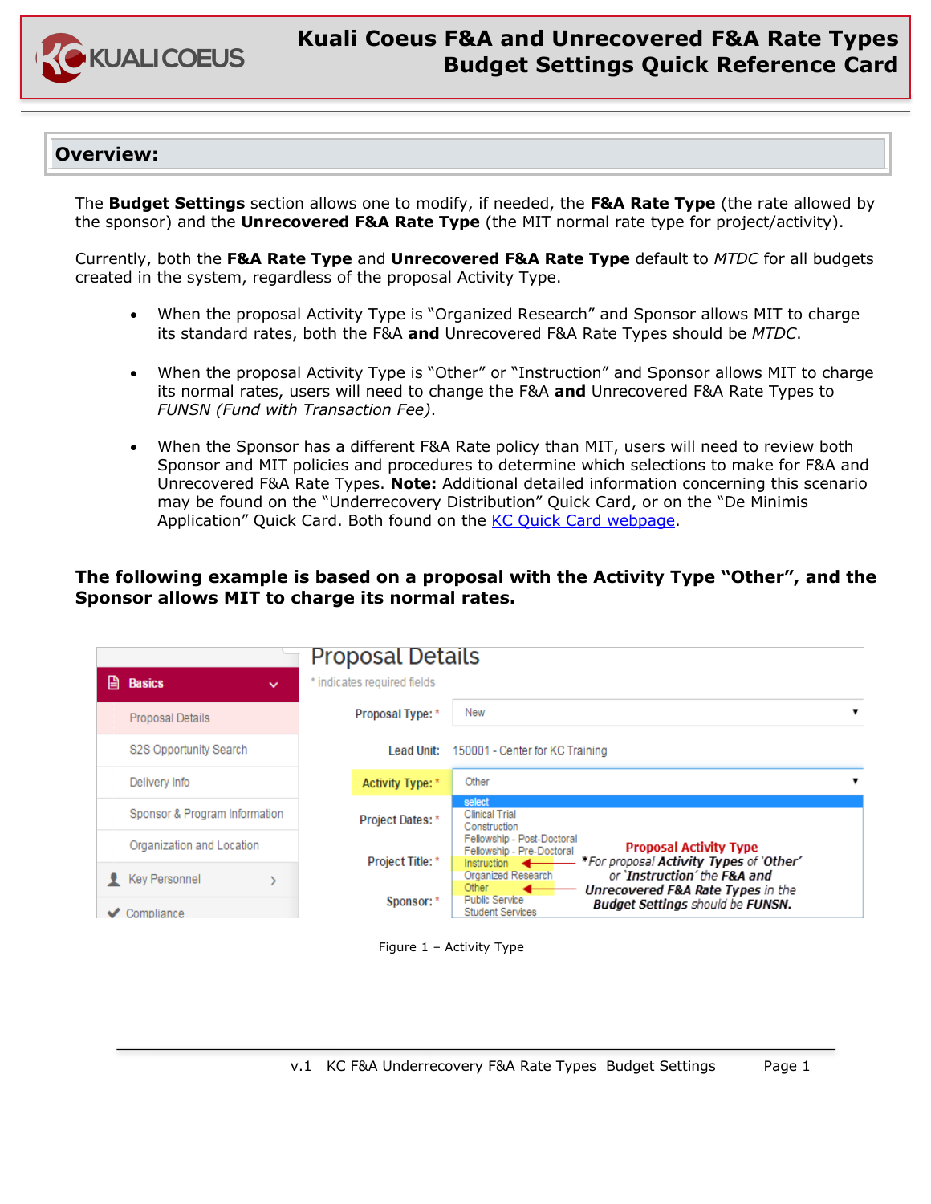# Kuali Coeus F&A and Unrecovered F&A Rate Types Budget Settings Quick Reference Card

## Overview:

The **Budget Settings** section allows one to modify, if needed, the **F&A Rate Type** (the rate allowed by the sponsor) and the **Unrecovered F&A Rate Type** (the MIT normal rate type for project/activity).

Currently, both the **F&A Rate Type** and **Unrecovered F&A Rate Type** default to *MTDC* for all budgets created in the system, regardless of the proposal Activity Type.

- When the proposal Activity Type is "Organized Research" and Sponsor allows MIT to charge its standard rates, both the F&A **and** Unrecovered F&A Rate Types should be *MTDC*.
- When the proposal Activity Type is "Other" or "Instruction" and Sponsor allows MIT to charge its normal rates, users will need to change the F&A **and** Unrecovered F&A Rate Types to *FUNSN (Fund with Transaction Fee)*.
- When the Sponsor has a different F&A Rate policy than MIT, users will need to review both Sponsor and MIT policies and procedures to determine which selections to make for F&A and Unrecovered F&A Rate Types. **Note:** Additional detailed information concerning this scenario may be found on the "Underrecovery Distribution" Quick Card, or on the "De Minimis Application" Quick Card. Both found on the [KC Quick Card webpage](KC Quick Card webpage).

**The following example is based on a proposal with the Activity Type "Other", and the Sponsor allows MIT to charge its normal rates.**

Figure 1 – Activity Type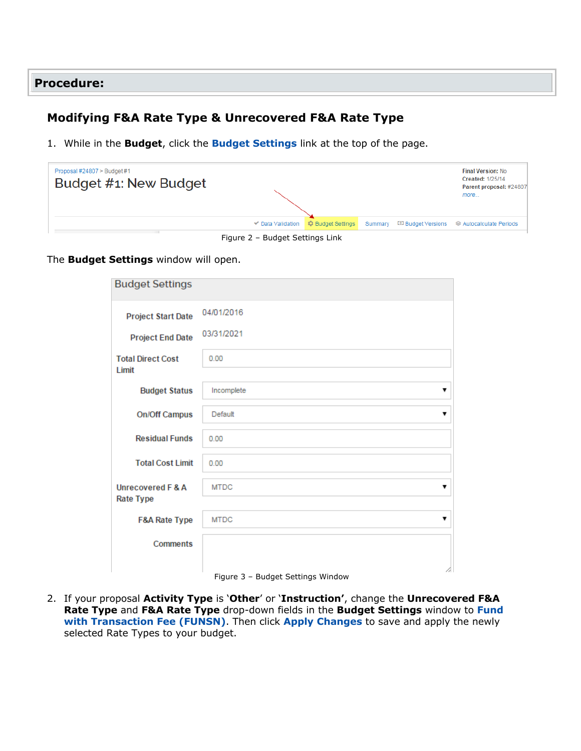## Procedure:

### Modifying F&A Rate Type & Unrecovered F&A Rate Type

1. While in the **Budget**, click the **Budget Settings** link at the top of the page.

Figure 2 – Budget Settings Link

The **Budget Settings** window will open.

Figure 3 – Budget Settings Window

2. If your proposal **Activity Type** is '**Other**' or '**Instruction'**, change the **Unrecovered F&A Rate Type** and **F&A Rate Type** drop-down fields in the **Budget Settings** window to **Fund with Transaction Fee (FUNSN)**. Then click **Apply Changes** to save and apply the newly selected Rate Types to your budget.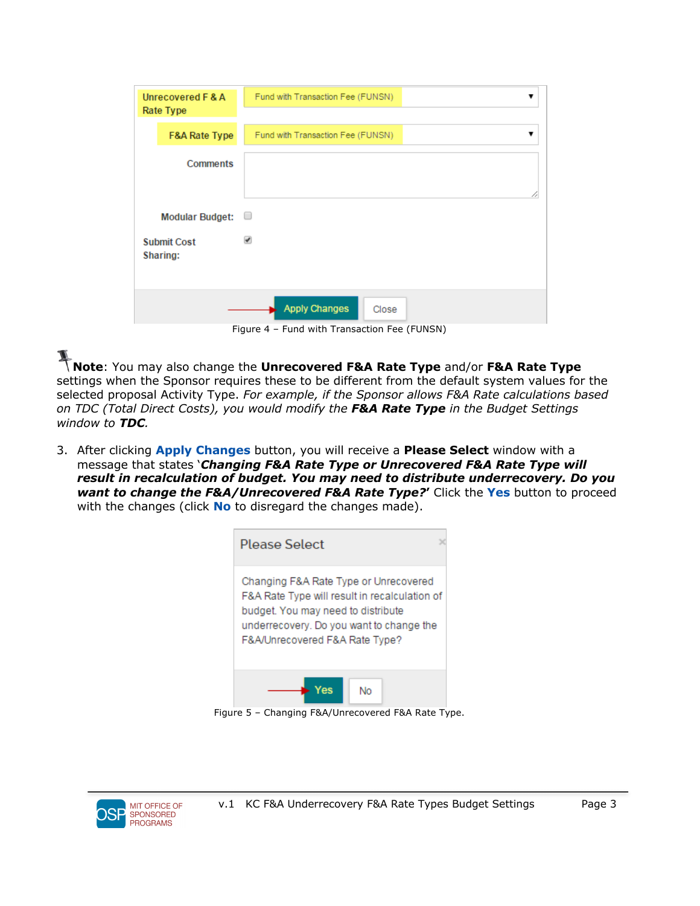Figure 4 – Fund with Transaction Fee (FUNSN)

**Note**: You may also change the **Unrecovered F&A Rate Type** and/or **F&A Rate Type** settings when the Sponsor requires these to be different from the default system values for the selected proposal Activity Type. *For example, if the Sponsor allows F&A Rate calculations based on TDC (Total Direct Costs), you would modify the* ***F&A Rate Type*** *in the Budget Settings window to* ***TDC****.*

3. After clicking **Apply Changes** button, you will receive a **Please Select** window with a message that states '***Changing F&A Rate Type or Unrecovered F&A Rate Type will result in recalculation of budget. You may need to distribute underrecovery. Do you want to change the F&A/Unrecovered F&A Rate Type?***' Click the **Yes** button to proceed with the changes (click **No** to disregard the changes made).

Figure 5 – Changing F&A/Unrecovered F&A Rate Type.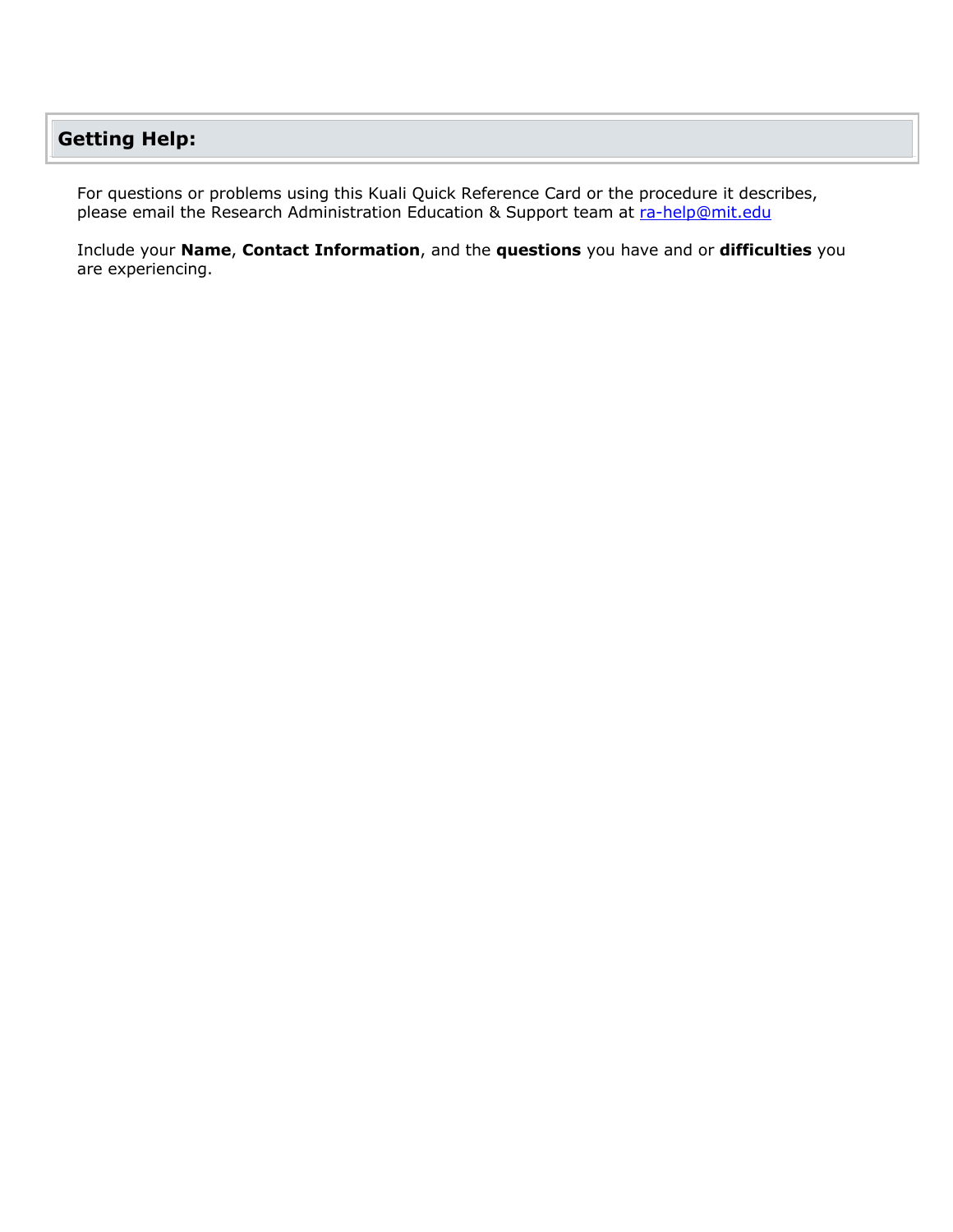## Getting Help:

For questions or problems using this Kuali Quick Reference Card or the procedure it describes, please email the Research Administration Education & Support team at [ra-help@mit.edu](mailto:ra-help@mit.edu)

Include your **Name**, **Contact Information**, and the **questions** you have and or **difficulties** you are experiencing.